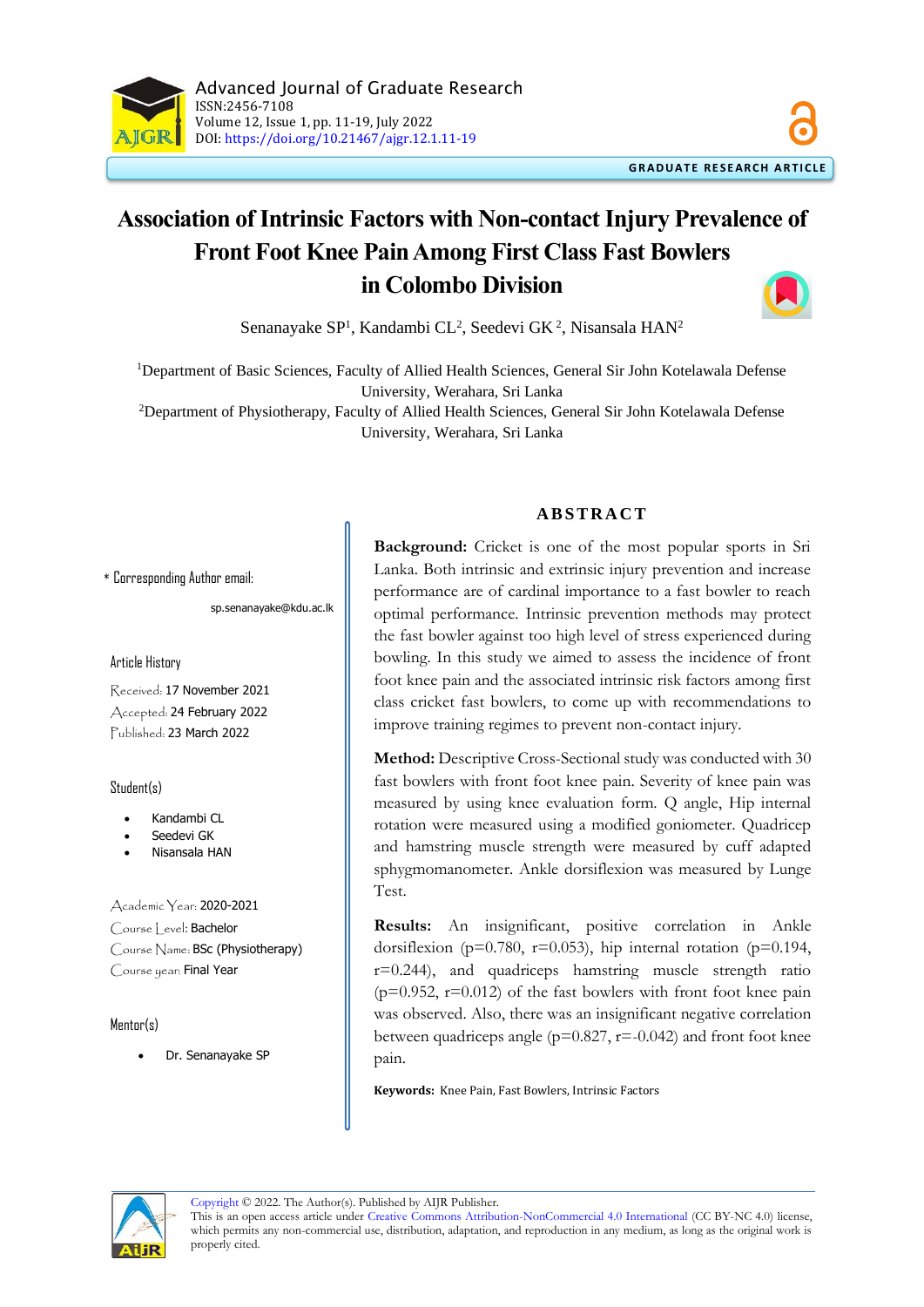# Association of Intrinsic Factors with Non-contact Injury Prevalence of Front Foot Knee Pain Among First Class Fast Bowlers in Colombo Division

Senanayake SP[1], Kandambi CL[2], Seedevi GK[2], Nisansala HAN[2]

[1]Department of Basic Sciences, Faculty of Allied Health Sciences, General Sir John Kotelawala Defense University, Werahara, Sri Lanka

[2]Department of Physiotherapy, Faculty of Allied Health Sciences, General Sir John Kotelawala Defense University, Werahara, Sri Lanka

\* Corresponding Author email: sp.senanayake@kdu.ac.lk

**Article History**

Received: 17 November 2021
Accepted: 24 February 2022
Published: 23 March 2022

**Student(s)**

- Kandambi CL
- Seedevi GK
- Nisansala HAN

Academic Year: 2020-2021
Course Level: Bachelor
Course Name: BSc (Physiotherapy)
Course year: Final Year

**Mentor(s)**

- Dr. Senanayake SP

## ABSTRACT

**Background:** Cricket is one of the most popular sports in Sri Lanka. Both intrinsic and extrinsic injury prevention and increase performance are of cardinal importance to a fast bowler to reach optimal performance. Intrinsic prevention methods may protect the fast bowler against too high level of stress experienced during bowling. In this study we aimed to assess the incidence of front foot knee pain and the associated intrinsic risk factors among first class cricket fast bowlers, to come up with recommendations to improve training regimes to prevent non-contact injury.

**Method:** Descriptive Cross-Sectional study was conducted with 30 fast bowlers with front foot knee pain. Severity of knee pain was measured by using knee evaluation form. Q angle, Hip internal rotation were measured using a modified goniometer. Quadricep and hamstring muscle strength were measured by cuff adapted sphygmomanometer. Ankle dorsiflexion was measured by Lunge Test.

**Results:** An insignificant, positive correlation in Ankle dorsiflexion ($p=0.780$, $r=0.053$), hip internal rotation ($p=0.194$, $r=0.244$), and quadriceps hamstring muscle strength ratio ($p=0.952$, $r=0.012$) of the fast bowlers with front foot knee pain was observed. Also, there was an insignificant negative correlation between quadriceps angle ($p=0.827$, $r=-0.042$) and front foot knee pain.

**Keywords:** Knee Pain, Fast Bowlers, Intrinsic Factors

Copyright © 2022. The Author(s). Published by AIJR Publisher.
This is an open access article under Creative Commons Attribution-NonCommercial 4.0 International (CC BY-NC 4.0) license, which permits any non-commercial use, distribution, adaptation, and reproduction in any medium, as long as the original work is properly cited.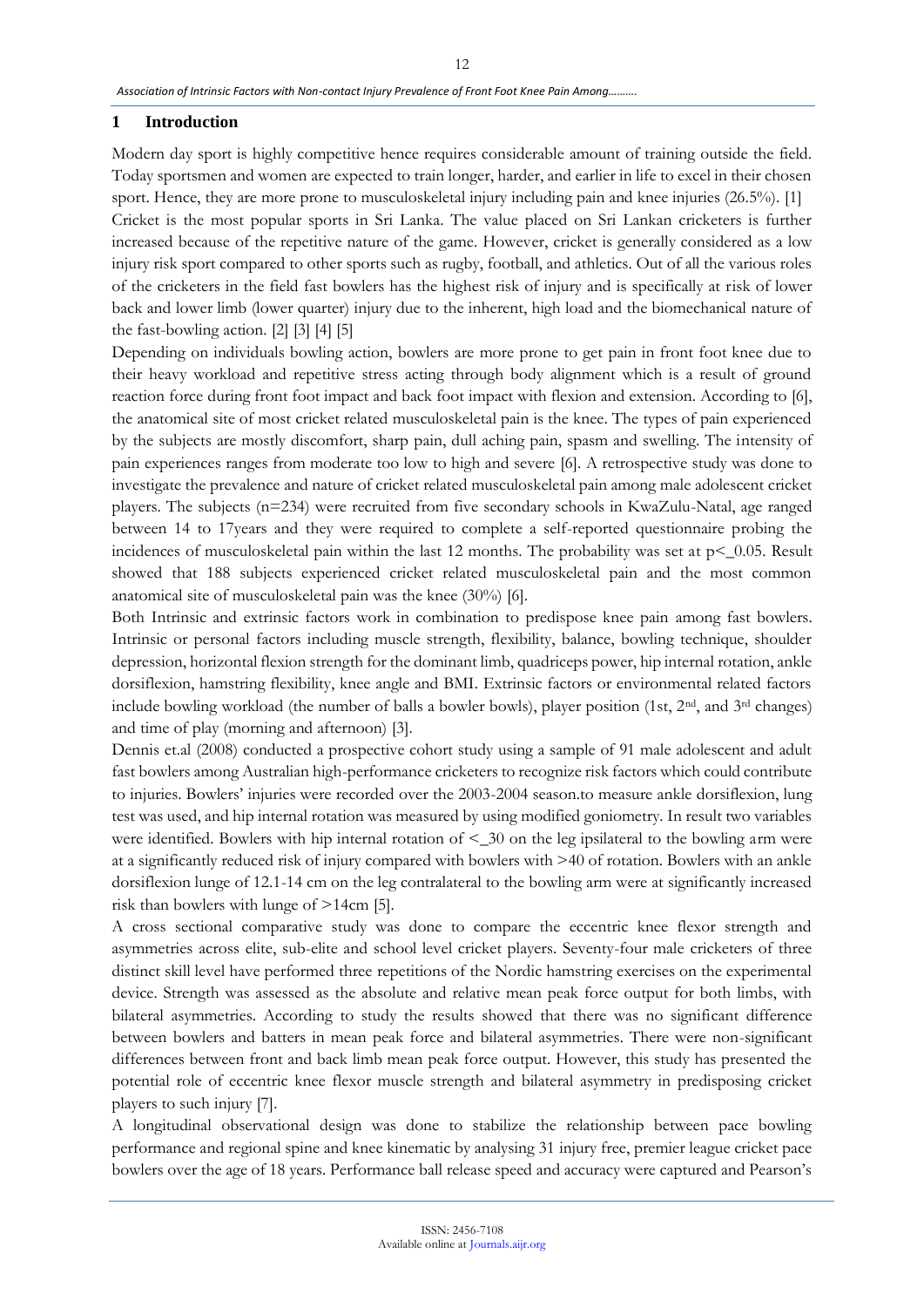## 1 Introduction

Modern day sport is highly competitive hence requires considerable amount of training outside the field. Today sportsmen and women are expected to train longer, harder, and earlier in life to excel in their chosen sport. Hence, they are more prone to musculoskeletal injury including pain and knee injuries (26.5%). [1]

Cricket is the most popular sports in Sri Lanka. The value placed on Sri Lankan cricketers is further increased because of the repetitive nature of the game. However, cricket is generally considered as a low injury risk sport compared to other sports such as rugby, football, and athletics. Out of all the various roles of the cricketers in the field fast bowlers has the highest risk of injury and is specifically at risk of lower back and lower limb (lower quarter) injury due to the inherent, high load and the biomechanical nature of the fast-bowling action. [2] [3] [4] [5]

Depending on individuals bowling action, bowlers are more prone to get pain in front foot knee due to their heavy workload and repetitive stress acting through body alignment which is a result of ground reaction force during front foot impact and back foot impact with flexion and extension. According to [6], the anatomical site of most cricket related musculoskeletal pain is the knee. The types of pain experienced by the subjects are mostly discomfort, sharp pain, dull aching pain, spasm and swelling. The intensity of pain experiences ranges from moderate too low to high and severe [6]. A retrospective study was done to investigate the prevalence and nature of cricket related musculoskeletal pain among male adolescent cricket players. The subjects (n=234) were recruited from five secondary schools in KwaZulu-Natal, age ranged between 14 to 17years and they were required to complete a self-reported questionnaire probing the incidences of musculoskeletal pain within the last 12 months. The probability was set at $p\leq 0.05$. Result showed that 188 subjects experienced cricket related musculoskeletal pain and the most common anatomical site of musculoskeletal pain was the knee (30%) [6].

Both Intrinsic and extrinsic factors work in combination to predispose knee pain among fast bowlers. Intrinsic or personal factors including muscle strength, flexibility, balance, bowling technique, shoulder depression, horizontal flexion strength for the dominant limb, quadriceps power, hip internal rotation, ankle dorsiflexion, hamstring flexibility, knee angle and BMI. Extrinsic factors or environmental related factors include bowling workload (the number of balls a bowler bowls), player position (1st, 2nd, and 3rd changes) and time of play (morning and afternoon) [3].

Dennis et.al (2008) conducted a prospective cohort study using a sample of 91 male adolescent and adult fast bowlers among Australian high-performance cricketers to recognize risk factors which could contribute to injuries. Bowlers' injuries were recorded over the 2003-2004 season.to measure ankle dorsiflexion, lung test was used, and hip internal rotation was measured by using modified goniometry. In result two variables were identified. Bowlers with hip internal rotation of $\leq 30$ on the leg ipsilateral to the bowling arm were at a significantly reduced risk of injury compared with bowlers with >40 of rotation. Bowlers with an ankle dorsiflexion lunge of 12.1-14 cm on the leg contralateral to the bowling arm were at significantly increased risk than bowlers with lunge of >14cm [5].

A cross sectional comparative study was done to compare the eccentric knee flexor strength and asymmetries across elite, sub-elite and school level cricket players. Seventy-four male cricketers of three distinct skill level have performed three repetitions of the Nordic hamstring exercises on the experimental device. Strength was assessed as the absolute and relative mean peak force output for both limbs, with bilateral asymmetries. According to study the results showed that there was no significant difference between bowlers and batters in mean peak force and bilateral asymmetries. There were non-significant differences between front and back limb mean peak force output. However, this study has presented the potential role of eccentric knee flexor muscle strength and bilateral asymmetry in predisposing cricket players to such injury [7].

A longitudinal observational design was done to stabilize the relationship between pace bowling performance and regional spine and knee kinematic by analysing 31 injury free, premier league cricket pace bowlers over the age of 18 years. Performance ball release speed and accuracy were captured and Pearson's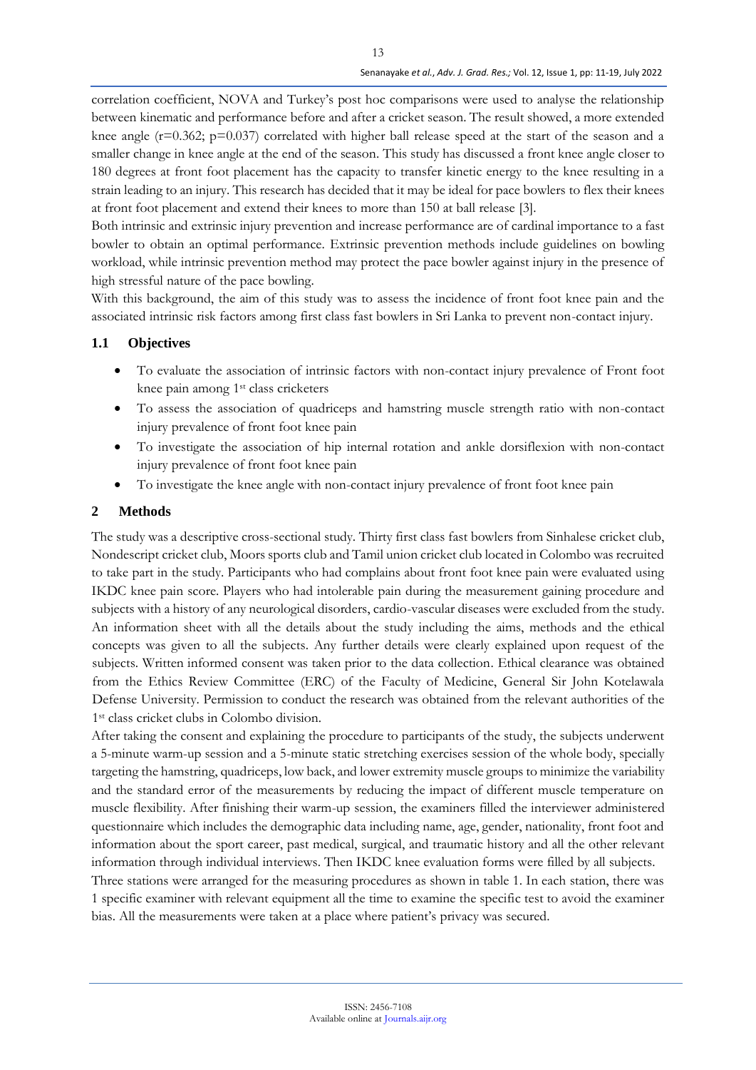correlation coefficient, NOVA and Turkey's post hoc comparisons were used to analyse the relationship between kinematic and performance before and after a cricket season. The result showed, a more extended knee angle ($r=0.362$; $p=0.037$) correlated with higher ball release speed at the start of the season and a smaller change in knee angle at the end of the season. This study has discussed a front knee angle closer to 180 degrees at front foot placement has the capacity to transfer kinetic energy to the knee resulting in a strain leading to an injury. This research has decided that it may be ideal for pace bowlers to flex their knees at front foot placement and extend their knees to more than 150 at ball release [3].

Both intrinsic and extrinsic injury prevention and increase performance are of cardinal importance to a fast bowler to obtain an optimal performance. Extrinsic prevention methods include guidelines on bowling workload, while intrinsic prevention method may protect the pace bowler against injury in the presence of high stressful nature of the pace bowling.

With this background, the aim of this study was to assess the incidence of front foot knee pain and the associated intrinsic risk factors among first class fast bowlers in Sri Lanka to prevent non-contact injury.

### 1.1 Objectives

- To evaluate the association of intrinsic factors with non-contact injury prevalence of Front foot knee pain among 1st class cricketers
- To assess the association of quadriceps and hamstring muscle strength ratio with non-contact injury prevalence of front foot knee pain
- To investigate the association of hip internal rotation and ankle dorsiflexion with non-contact injury prevalence of front foot knee pain
- To investigate the knee angle with non-contact injury prevalence of front foot knee pain

## 2 Methods

The study was a descriptive cross-sectional study. Thirty first class fast bowlers from Sinhalese cricket club, Nondescript cricket club, Moors sports club and Tamil union cricket club located in Colombo was recruited to take part in the study. Participants who had complains about front foot knee pain were evaluated using IKDC knee pain score. Players who had intolerable pain during the measurement gaining procedure and subjects with a history of any neurological disorders, cardio-vascular diseases were excluded from the study. An information sheet with all the details about the study including the aims, methods and the ethical concepts was given to all the subjects. Any further details were clearly explained upon request of the subjects. Written informed consent was taken prior to the data collection. Ethical clearance was obtained from the Ethics Review Committee (ERC) of the Faculty of Medicine, General Sir John Kotelawala Defense University. Permission to conduct the research was obtained from the relevant authorities of the 1st class cricket clubs in Colombo division.

After taking the consent and explaining the procedure to participants of the study, the subjects underwent a 5-minute warm-up session and a 5-minute static stretching exercises session of the whole body, specially targeting the hamstring, quadriceps, low back, and lower extremity muscle groups to minimize the variability and the standard error of the measurements by reducing the impact of different muscle temperature on muscle flexibility. After finishing their warm-up session, the examiners filled the interviewer administered questionnaire which includes the demographic data including name, age, gender, nationality, front foot and information about the sport career, past medical, surgical, and traumatic history and all the other relevant information through individual interviews. Then IKDC knee evaluation forms were filled by all subjects.

Three stations were arranged for the measuring procedures as shown in table 1. In each station, there was 1 specific examiner with relevant equipment all the time to examine the specific test to avoid the examiner bias. All the measurements were taken at a place where patient's privacy was secured.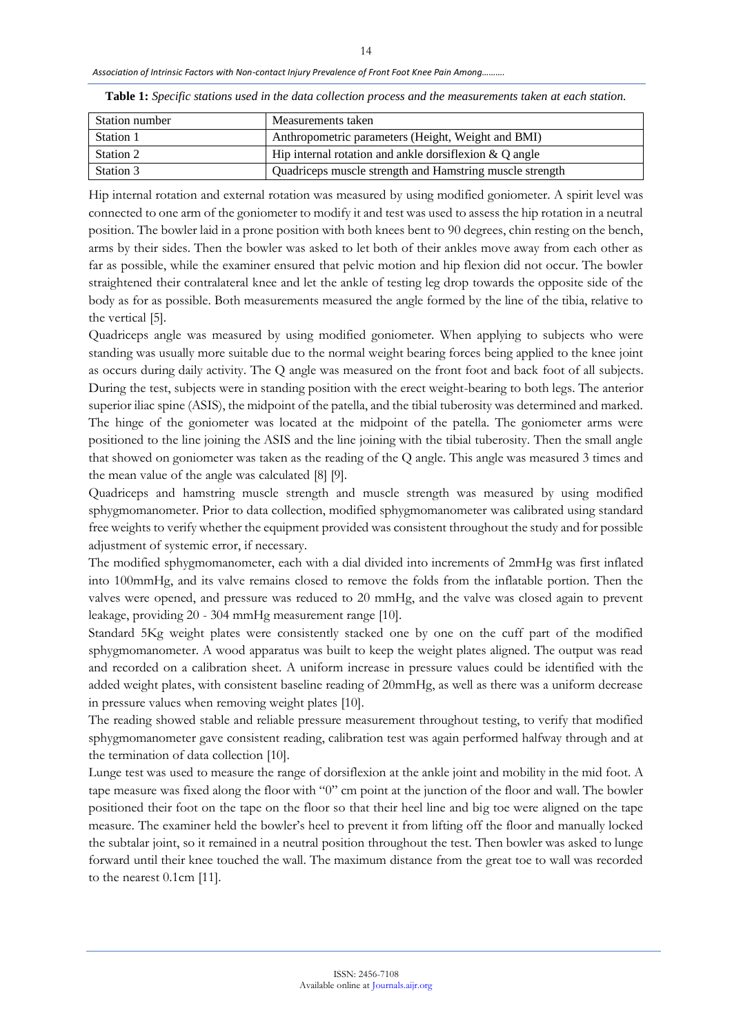**Table 1:** *Specific stations used in the data collection process and the measurements taken at each station.*

| Station number | Measurements taken |
|---|---|
| Station 1 | Anthropometric parameters (Height, Weight and BMI) |
| Station 2 | Hip internal rotation and ankle dorsiflexion & Q angle |
| Station 3 | Quadriceps muscle strength and Hamstring muscle strength |

Hip internal rotation and external rotation was measured by using modified goniometer. A spirit level was connected to one arm of the goniometer to modify it and test was used to assess the hip rotation in a neutral position. The bowler laid in a prone position with both knees bent to 90 degrees, chin resting on the bench, arms by their sides. Then the bowler was asked to let both of their ankles move away from each other as far as possible, while the examiner ensured that pelvic motion and hip flexion did not occur. The bowler straightened their contralateral knee and let the ankle of testing leg drop towards the opposite side of the body as for as possible. Both measurements measured the angle formed by the line of the tibia, relative to the vertical [5].

Quadriceps angle was measured by using modified goniometer. When applying to subjects who were standing was usually more suitable due to the normal weight bearing forces being applied to the knee joint as occurs during daily activity. The Q angle was measured on the front foot and back foot of all subjects. During the test, subjects were in standing position with the erect weight-bearing to both legs. The anterior superior iliac spine (ASIS), the midpoint of the patella, and the tibial tuberosity was determined and marked. The hinge of the goniometer was located at the midpoint of the patella. The goniometer arms were positioned to the line joining the ASIS and the line joining with the tibial tuberosity. Then the small angle that showed on goniometer was taken as the reading of the Q angle. This angle was measured 3 times and the mean value of the angle was calculated [8] [9].

Quadriceps and hamstring muscle strength and muscle strength was measured by using modified sphygmomanometer. Prior to data collection, modified sphygmomanometer was calibrated using standard free weights to verify whether the equipment provided was consistent throughout the study and for possible adjustment of systemic error, if necessary.

The modified sphygmomanometer, each with a dial divided into increments of 2mmHg was first inflated into 100mmHg, and its valve remains closed to remove the folds from the inflatable portion. Then the valves were opened, and pressure was reduced to 20 mmHg, and the valve was closed again to prevent leakage, providing 20 - 304 mmHg measurement range [10].

Standard 5Kg weight plates were consistently stacked one by one on the cuff part of the modified sphygmomanometer. A wood apparatus was built to keep the weight plates aligned. The output was read and recorded on a calibration sheet. A uniform increase in pressure values could be identified with the added weight plates, with consistent baseline reading of 20mmHg, as well as there was a uniform decrease in pressure values when removing weight plates [10].

The reading showed stable and reliable pressure measurement throughout testing, to verify that modified sphygmomanometer gave consistent reading, calibration test was again performed halfway through and at the termination of data collection [10].

Lunge test was used to measure the range of dorsiflexion at the ankle joint and mobility in the mid foot. A tape measure was fixed along the floor with "0" cm point at the junction of the floor and wall. The bowler positioned their foot on the tape on the floor so that their heel line and big toe were aligned on the tape measure. The examiner held the bowler's heel to prevent it from lifting off the floor and manually locked the subtalar joint, so it remained in a neutral position throughout the test. Then bowler was asked to lunge forward until their knee touched the wall. The maximum distance from the great toe to wall was recorded to the nearest 0.1cm [11].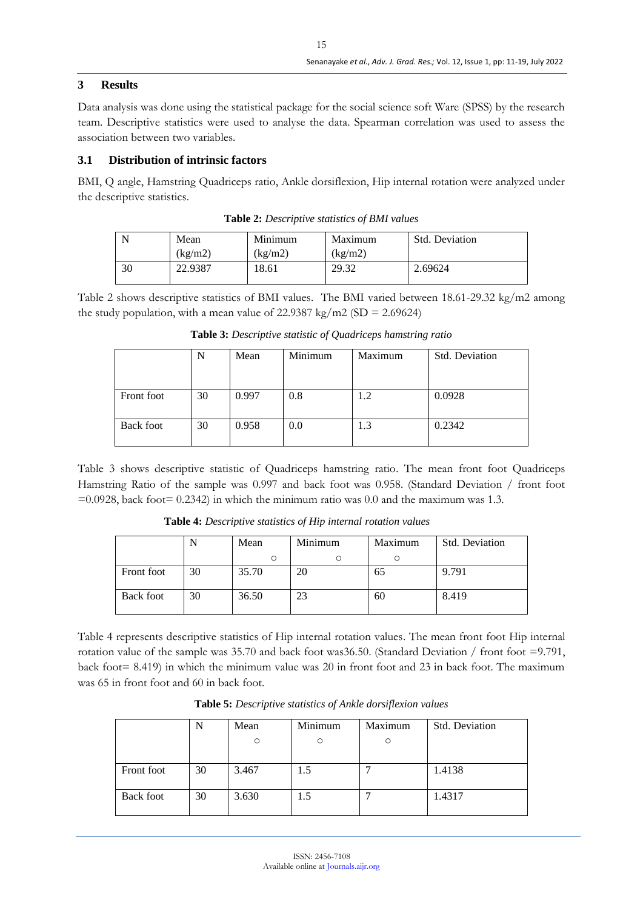## 3 Results

Data analysis was done using the statistical package for the social science soft Ware (SPSS) by the research team. Descriptive statistics were used to analyse the data. Spearman correlation was used to assess the association between two variables.

### 3.1 Distribution of intrinsic factors

BMI, Q angle, Hamstring Quadriceps ratio, Ankle dorsiflexion, Hip internal rotation were analyzed under the descriptive statistics.

**Table 2:** *Descriptive statistics of BMI values*

| N | Mean (kg/m2) | Minimum (kg/m2) | Maximum (kg/m2) | Std. Deviation |
|---|---|---|---|---|
| 30 | 22.9387 | 18.61 | 29.32 | 2.69624 |

Table 2 shows descriptive statistics of BMI values. The BMI varied between 18.61-29.32 kg/m2 among the study population, with a mean value of 22.9387 kg/m2 (SD = 2.69624)

**Table 3:** *Descriptive statistic of Quadriceps hamstring ratio*

| | N | Mean | Minimum | Maximum | Std. Deviation |
|---|---|---|---|---|---|
| Front foot | 30 | 0.997 | 0.8 | 1.2 | 0.0928 |
| Back foot | 30 | 0.958 | 0.0 | 1.3 | 0.2342 |

Table 3 shows descriptive statistic of Quadriceps hamstring ratio. The mean front foot Quadriceps Hamstring Ratio of the sample was 0.997 and back foot was 0.958. (Standard Deviation / front foot =0.0928, back foot= 0.2342) in which the minimum ratio was 0.0 and the maximum was 1.3.

**Table 4:** *Descriptive statistics of Hip internal rotation values*

| | N | Mean ○ | Minimum ○ | Maximum ○ | Std. Deviation |
|---|---|---|---|---|---|
| Front foot | 30 | 35.70 | 20 | 65 | 9.791 |
| Back foot | 30 | 36.50 | 23 | 60 | 8.419 |

Table 4 represents descriptive statistics of Hip internal rotation values. The mean front foot Hip internal rotation value of the sample was 35.70 and back foot was36.50. (Standard Deviation / front foot =9.791, back foot= 8.419) in which the minimum value was 20 in front foot and 23 in back foot. The maximum was 65 in front foot and 60 in back foot.

**Table 5:** *Descriptive statistics of Ankle dorsiflexion values*

| | N | Mean ○ | Minimum ○ | Maximum ○ | Std. Deviation |
|---|---|---|---|---|---|
| Front foot | 30 | 3.467 | 1.5 | 7 | 1.4138 |
| Back foot | 30 | 3.630 | 1.5 | 7 | 1.4317 |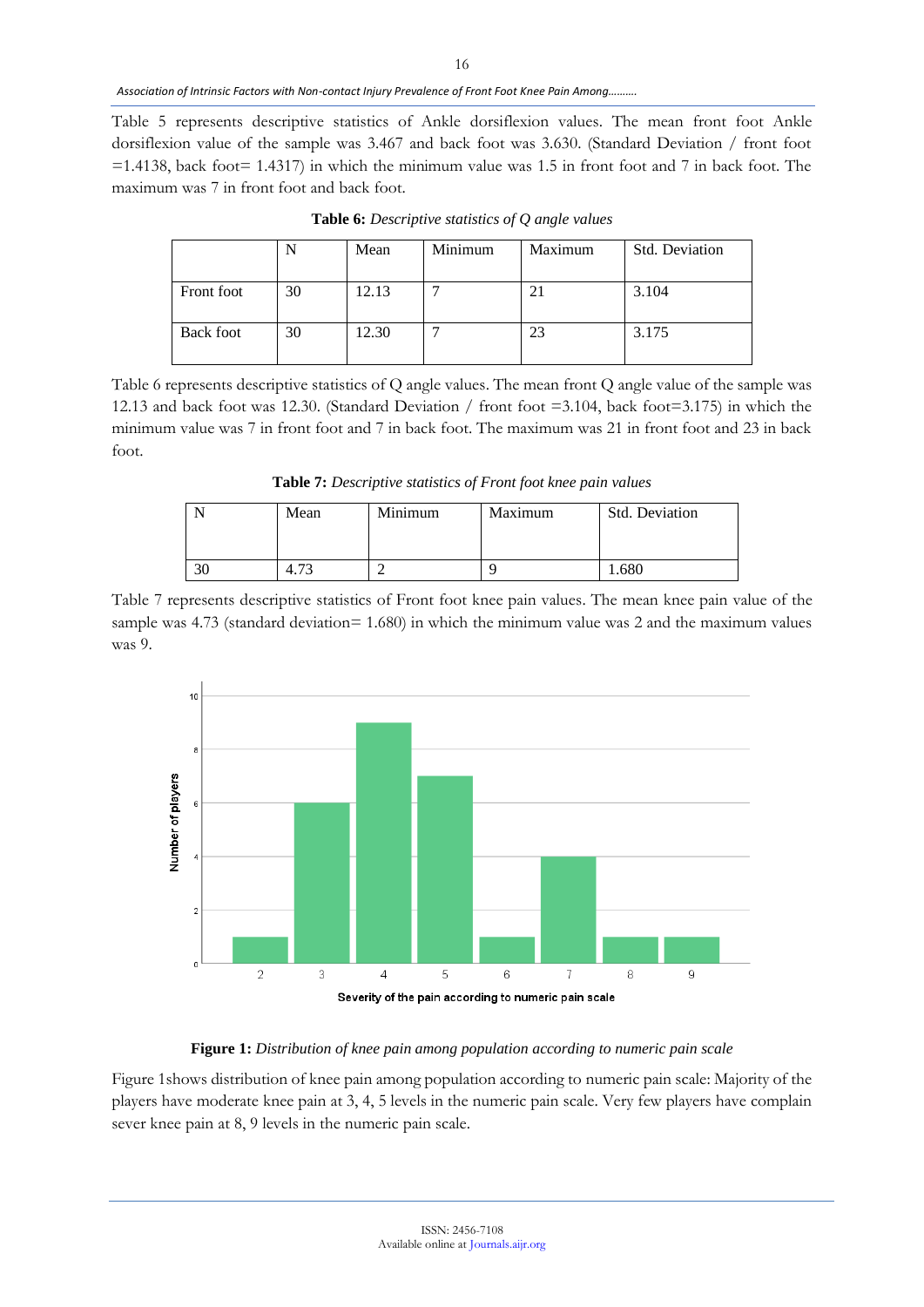Table 5 represents descriptive statistics of Ankle dorsiflexion values. The mean front foot Ankle dorsiflexion value of the sample was 3.467 and back foot was 3.630. (Standard Deviation / front foot =1.4138, back foot= 1.4317) in which the minimum value was 1.5 in front foot and 7 in back foot. The maximum was 7 in front foot and back foot.

**Table 6:** *Descriptive statistics of Q angle values*

| | N | Mean | Minimum | Maximum | Std. Deviation |
|---|---|---|---|---|---|
| Front foot | 30 | 12.13 | 7 | 21 | 3.104 |
| Back foot | 30 | 12.30 | 7 | 23 | 3.175 |

Table 6 represents descriptive statistics of Q angle values. The mean front Q angle value of the sample was 12.13 and back foot was 12.30. (Standard Deviation / front foot =3.104, back foot=3.175) in which the minimum value was 7 in front foot and 7 in back foot. The maximum was 21 in front foot and 23 in back foot.

**Table 7:** *Descriptive statistics of Front foot knee pain values*

| N | Mean | Minimum | Maximum | Std. Deviation |
|---|---|---|---|---|
| 30 | 4.73 | 2 | 9 | 1.680 |

Table 7 represents descriptive statistics of Front foot knee pain values. The mean knee pain value of the sample was 4.73 (standard deviation= 1.680) in which the minimum value was 2 and the maximum values was 9.

**Figure 1:** *Distribution of knee pain among population according to numeric pain scale*

Figure 1shows distribution of knee pain among population according to numeric pain scale: Majority of the players have moderate knee pain at 3, 4, 5 levels in the numeric pain scale. Very few players have complain sever knee pain at 8, 9 levels in the numeric pain scale.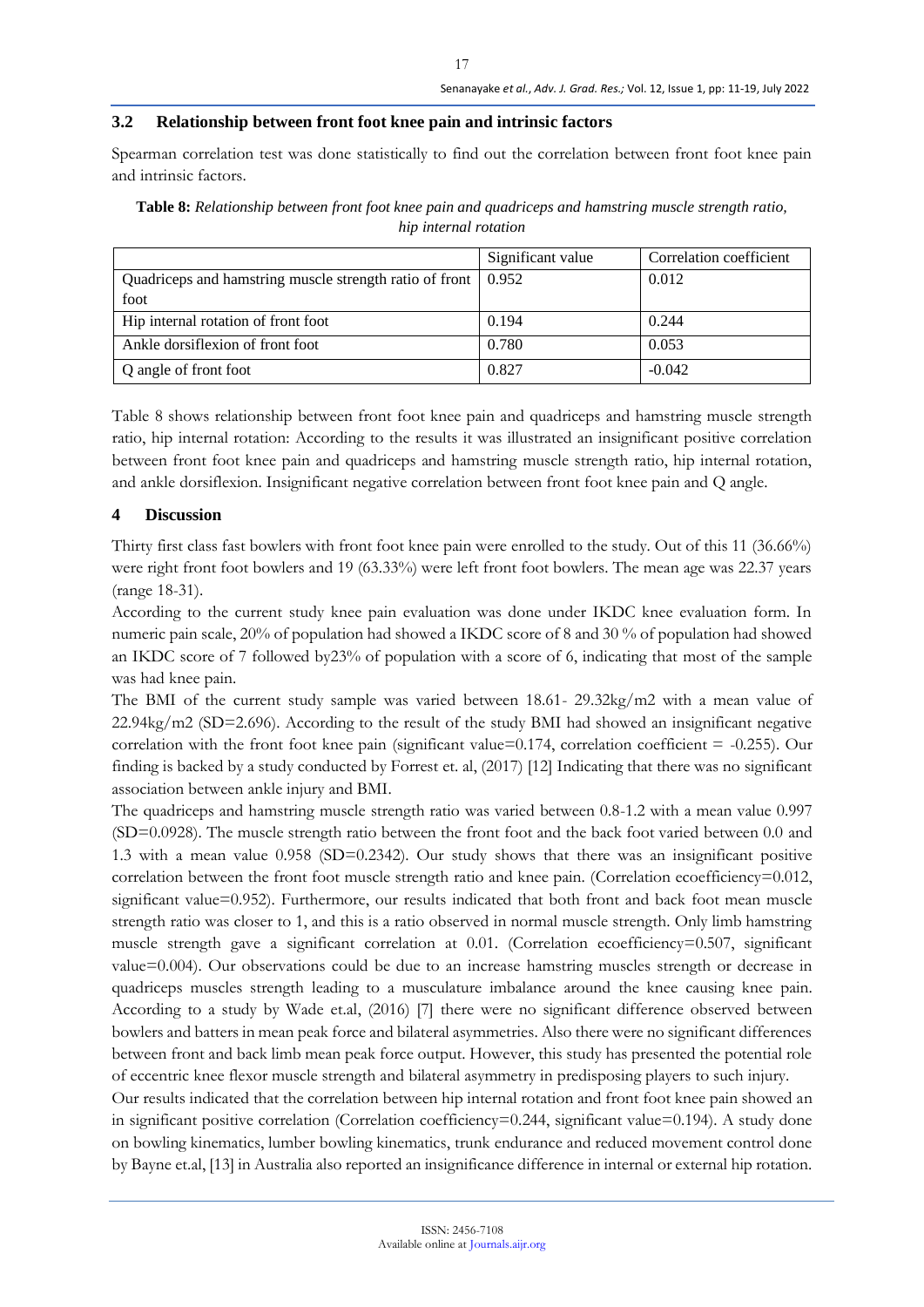## 3.2 Relationship between front foot knee pain and intrinsic factors

Spearman correlation test was done statistically to find out the correlation between front foot knee pain and intrinsic factors.

**Table 8:** *Relationship between front foot knee pain and quadriceps and hamstring muscle strength ratio, hip internal rotation*

| | Significant value | Correlation coefficient |
|---|---|---|
| Quadriceps and hamstring muscle strength ratio of front foot | 0.952 | 0.012 |
| Hip internal rotation of front foot | 0.194 | 0.244 |
| Ankle dorsiflexion of front foot | 0.780 | 0.053 |
| Q angle of front foot | 0.827 | -0.042 |

Table 8 shows relationship between front foot knee pain and quadriceps and hamstring muscle strength ratio, hip internal rotation: According to the results it was illustrated an insignificant positive correlation between front foot knee pain and quadriceps and hamstring muscle strength ratio, hip internal rotation, and ankle dorsiflexion. Insignificant negative correlation between front foot knee pain and Q angle.

# 4 Discussion

Thirty first class fast bowlers with front foot knee pain were enrolled to the study. Out of this 11 (36.66%) were right front foot bowlers and 19 (63.33%) were left front foot bowlers. The mean age was 22.37 years (range 18-31).

According to the current study knee pain evaluation was done under IKDC knee evaluation form. In numeric pain scale, 20% of population had showed a IKDC score of 8 and 30 % of population had showed an IKDC score of 7 followed by23% of population with a score of 6, indicating that most of the sample was had knee pain.

The BMI of the current study sample was varied between 18.61- 29.32kg/m2 with a mean value of 22.94kg/m2 (SD=2.696). According to the result of the study BMI had showed an insignificant negative correlation with the front foot knee pain (significant value=0.174, correlation coefficient = -0.255). Our finding is backed by a study conducted by Forrest et. al, (2017) [12] Indicating that there was no significant association between ankle injury and BMI.

The quadriceps and hamstring muscle strength ratio was varied between 0.8-1.2 with a mean value 0.997 (SD=0.0928). The muscle strength ratio between the front foot and the back foot varied between 0.0 and 1.3 with a mean value 0.958 (SD=0.2342). Our study shows that there was an insignificant positive correlation between the front foot muscle strength ratio and knee pain. (Correlation ecoefficiency=0.012, significant value=0.952). Furthermore, our results indicated that both front and back foot mean muscle strength ratio was closer to 1, and this is a ratio observed in normal muscle strength. Only limb hamstring muscle strength gave a significant correlation at 0.01. (Correlation ecoefficiency=0.507, significant value=0.004). Our observations could be due to an increase hamstring muscles strength or decrease in quadriceps muscles strength leading to a musculature imbalance around the knee causing knee pain. According to a study by Wade et.al, (2016) [7] there were no significant difference observed between bowlers and batters in mean peak force and bilateral asymmetries. Also there were no significant differences between front and back limb mean peak force output. However, this study has presented the potential role of eccentric knee flexor muscle strength and bilateral asymmetry in predisposing players to such injury.

Our results indicated that the correlation between hip internal rotation and front foot knee pain showed an in significant positive correlation (Correlation coefficiency=0.244, significant value=0.194). A study done on bowling kinematics, lumber bowling kinematics, trunk endurance and reduced movement control done by Bayne et.al, [13] in Australia also reported an insignificance difference in internal or external hip rotation.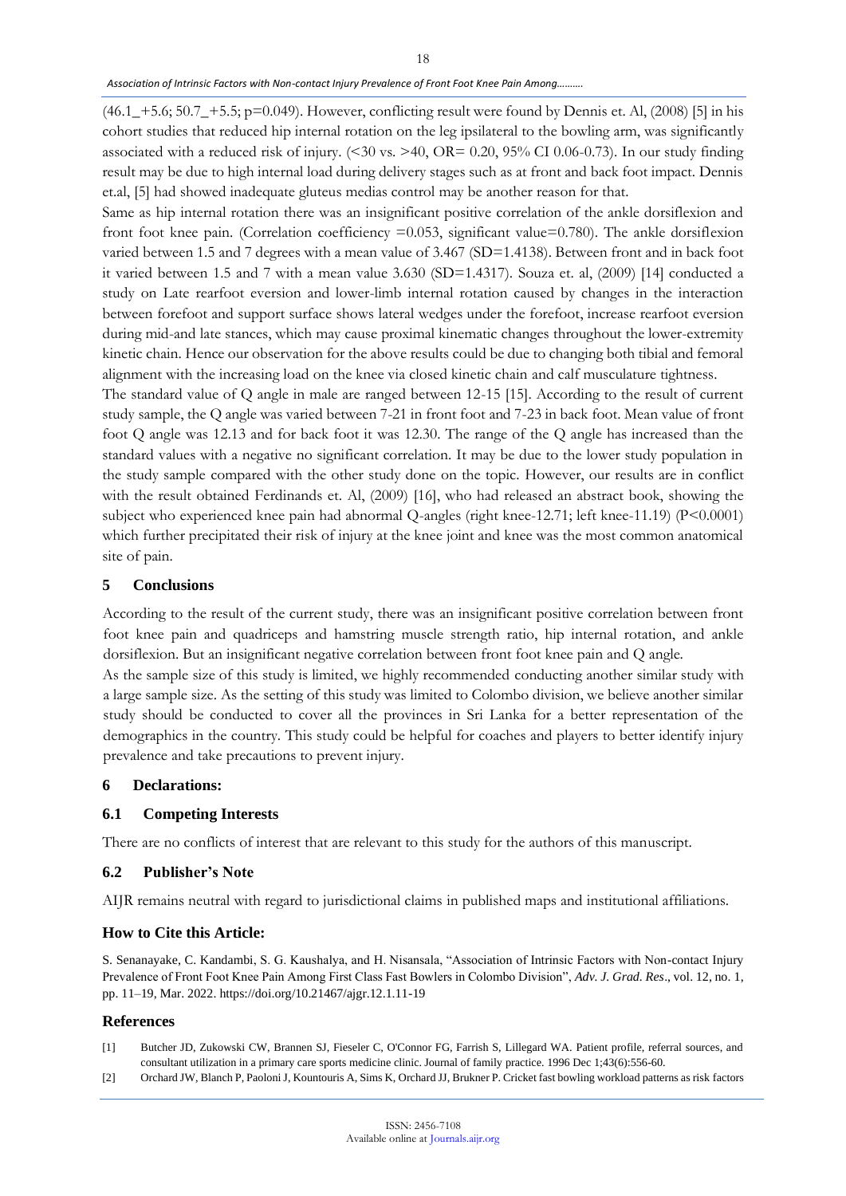(46.1_+5.6; 50.7_+5.5; p=0.049). However, conflicting result were found by Dennis et. Al, (2008) [5] in his cohort studies that reduced hip internal rotation on the leg ipsilateral to the bowling arm, was significantly associated with a reduced risk of injury. (<30 vs. >40, OR= 0.20, 95% CI 0.06-0.73). In our study finding result may be due to high internal load during delivery stages such as at front and back foot impact. Dennis et.al, [5] had showed inadequate gluteus medias control may be another reason for that.

Same as hip internal rotation there was an insignificant positive correlation of the ankle dorsiflexion and front foot knee pain. (Correlation coefficiency =0.053, significant value=0.780). The ankle dorsiflexion varied between 1.5 and 7 degrees with a mean value of 3.467 (SD=1.4138). Between front and in back foot it varied between 1.5 and 7 with a mean value 3.630 (SD=1.4317). Souza et. al, (2009) [14] conducted a study on Late rearfoot eversion and lower-limb internal rotation caused by changes in the interaction between forefoot and support surface shows lateral wedges under the forefoot, increase rearfoot eversion during mid-and late stances, which may cause proximal kinematic changes throughout the lower-extremity kinetic chain. Hence our observation for the above results could be due to changing both tibial and femoral alignment with the increasing load on the knee via closed kinetic chain and calf musculature tightness.

The standard value of Q angle in male are ranged between 12-15 [15]. According to the result of current study sample, the Q angle was varied between 7-21 in front foot and 7-23 in back foot. Mean value of front foot Q angle was 12.13 and for back foot it was 12.30. The range of the Q angle has increased than the standard values with a negative no significant correlation. It may be due to the lower study population in the study sample compared with the other study done on the topic. However, our results are in conflict with the result obtained Ferdinands et. Al, (2009) [16], who had released an abstract book, showing the subject who experienced knee pain had abnormal Q-angles (right knee-12.71; left knee-11.19) (P<0.0001) which further precipitated their risk of injury at the knee joint and knee was the most common anatomical site of pain.

## 5 Conclusions

According to the result of the current study, there was an insignificant positive correlation between front foot knee pain and quadriceps and hamstring muscle strength ratio, hip internal rotation, and ankle dorsiflexion. But an insignificant negative correlation between front foot knee pain and Q angle.

As the sample size of this study is limited, we highly recommended conducting another similar study with a large sample size. As the setting of this study was limited to Colombo division, we believe another similar study should be conducted to cover all the provinces in Sri Lanka for a better representation of the demographics in the country. This study could be helpful for coaches and players to better identify injury prevalence and take precautions to prevent injury.

## 6 Declarations:

### 6.1 Competing Interests

There are no conflicts of interest that are relevant to this study for the authors of this manuscript.

### 6.2 Publisher's Note

AIJR remains neutral with regard to jurisdictional claims in published maps and institutional affiliations.

### How to Cite this Article:

S. Senanayake, C. Kandambi, S. G. Kaushalya, and H. Nisansala, "Association of Intrinsic Factors with Non-contact Injury Prevalence of Front Foot Knee Pain Among First Class Fast Bowlers in Colombo Division", *Adv. J. Grad. Res*., vol. 12, no. 1, pp. 11–19, Mar. 2022. https://doi.org/10.21467/ajgr.12.1.11-19

### References

[1] Butcher JD, Zukowski CW, Brannen SJ, Fieseler C, O'Connor FG, Farrish S, Lillegard WA. Patient profile, referral sources, and consultant utilization in a primary care sports medicine clinic. Journal of family practice. 1996 Dec 1;43(6):556-60.

[2] Orchard JW, Blanch P, Paoloni J, Kountouris A, Sims K, Orchard JJ, Brukner P. Cricket fast bowling workload patterns as risk factors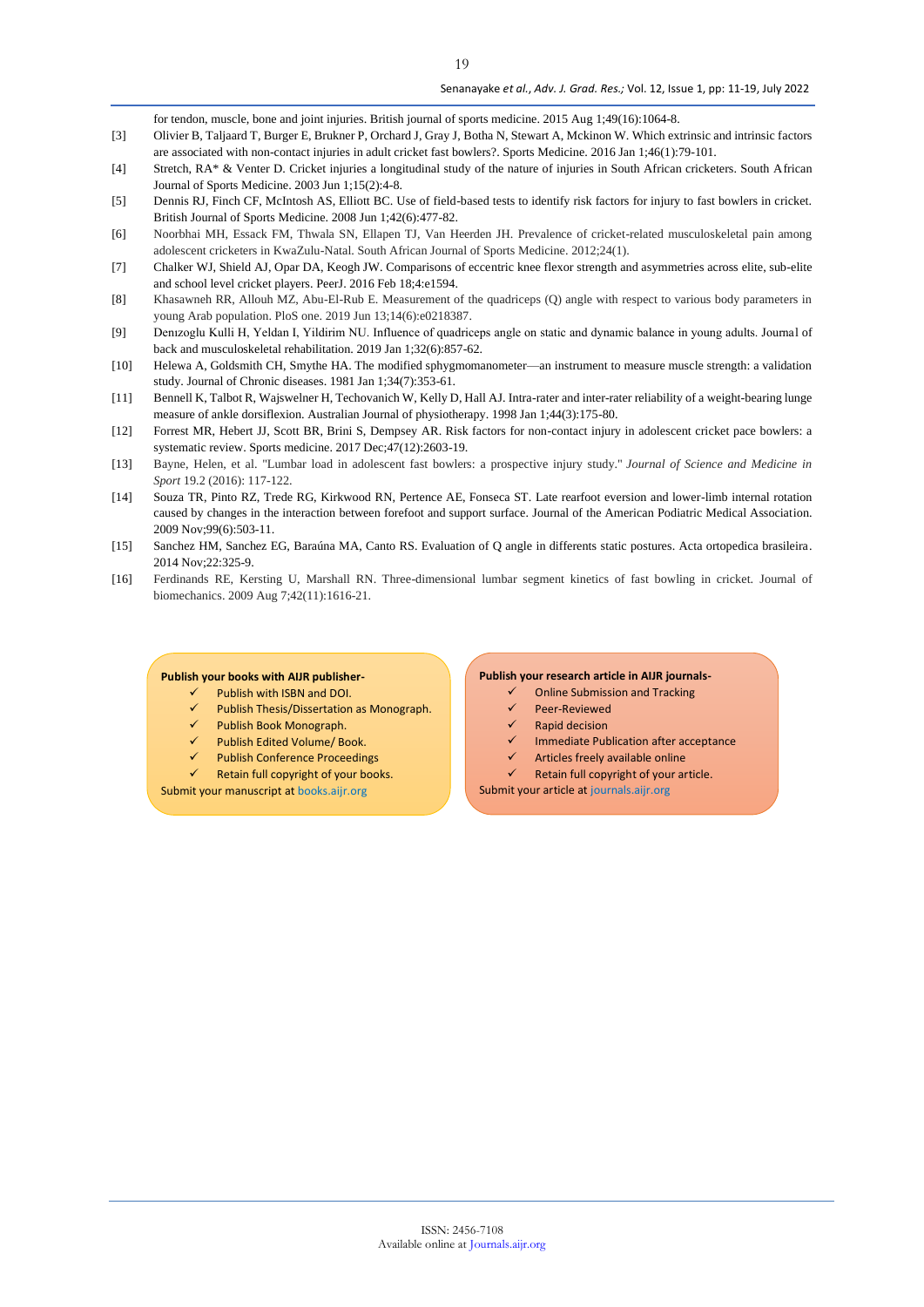for tendon, muscle, bone and joint injuries. British journal of sports medicine. 2015 Aug 1;49(16):1064-8.

[3] Olivier B, Taljaard T, Burger E, Brukner P, Orchard J, Gray J, Botha N, Stewart A, Mckinon W. Which extrinsic and intrinsic factors are associated with non-contact injuries in adult cricket fast bowlers?. Sports Medicine. 2016 Jan 1;46(1):79-101.

[4] Stretch, RA* & Venter D. Cricket injuries a longitudinal study of the nature of injuries in South African cricketers. South African Journal of Sports Medicine. 2003 Jun 1;15(2):4-8.

[5] Dennis RJ, Finch CF, McIntosh AS, Elliott BC. Use of field-based tests to identify risk factors for injury to fast bowlers in cricket. British Journal of Sports Medicine. 2008 Jun 1;42(6):477-82.

[6] Noorbhai MH, Essack FM, Thwala SN, Ellapen TJ, Van Heerden JH. Prevalence of cricket-related musculoskeletal pain among adolescent cricketers in KwaZulu-Natal. South African Journal of Sports Medicine. 2012;24(1).

[7] Chalker WJ, Shield AJ, Opar DA, Keogh JW. Comparisons of eccentric knee flexor strength and asymmetries across elite, sub-elite and school level cricket players. PeerJ. 2016 Feb 18;4:e1594.

[8] Khasawneh RR, Allouh MZ, Abu-El-Rub E. Measurement of the quadriceps (Q) angle with respect to various body parameters in young Arab population. PloS one. 2019 Jun 13;14(6):e0218387.

[9] Denızoglu Kulli H, Yeldan I, Yildirim NU. Influence of quadriceps angle on static and dynamic balance in young adults. Journal of back and musculoskeletal rehabilitation. 2019 Jan 1;32(6):857-62.

[10] Helewa A, Goldsmith CH, Smythe HA. The modified sphygmomanometer—an instrument to measure muscle strength: a validation study. Journal of Chronic diseases. 1981 Jan 1;34(7):353-61.

[11] Bennell K, Talbot R, Wajswelner H, Techovanich W, Kelly D, Hall AJ. Intra-rater and inter-rater reliability of a weight-bearing lunge measure of ankle dorsiflexion. Australian Journal of physiotherapy. 1998 Jan 1;44(3):175-80.

[12] Forrest MR, Hebert JJ, Scott BR, Brini S, Dempsey AR. Risk factors for non-contact injury in adolescent cricket pace bowlers: a systematic review. Sports medicine. 2017 Dec;47(12):2603-19.

[13] Bayne, Helen, et al. "Lumbar load in adolescent fast bowlers: a prospective injury study." *Journal of Science and Medicine in Sport* 19.2 (2016): 117-122.

[14] Souza TR, Pinto RZ, Trede RG, Kirkwood RN, Pertence AE, Fonseca ST. Late rearfoot eversion and lower-limb internal rotation caused by changes in the interaction between forefoot and support surface. Journal of the American Podiatric Medical Association. 2009 Nov;99(6):503-11.

[15] Sanchez HM, Sanchez EG, Baraúna MA, Canto RS. Evaluation of Q angle in differents static postures. Acta ortopedica brasileira. 2014 Nov;22:325-9.

[16] Ferdinands RE, Kersting U, Marshall RN. Three-dimensional lumbar segment kinetics of fast bowling in cricket. Journal of biomechanics. 2009 Aug 7;42(11):1616-21.

**Publish your books with AIJR publisher-**

- ✓ Publish with ISBN and DOI.
- ✓ Publish Thesis/Dissertation as Monograph.
- ✓ Publish Book Monograph.
- ✓ Publish Edited Volume/ Book.
- ✓ Publish Conference Proceedings
- ✓ Retain full copyright of your books.

Submit your manuscript at books.aijr.org

**Publish your research article in AIJR journals-**

- ✓ Online Submission and Tracking
- ✓ Peer-Reviewed
- ✓ Rapid decision
- ✓ Immediate Publication after acceptance
- ✓ Articles freely available online
- ✓ Retain full copyright of your article.

Submit your article at journals.aijr.org